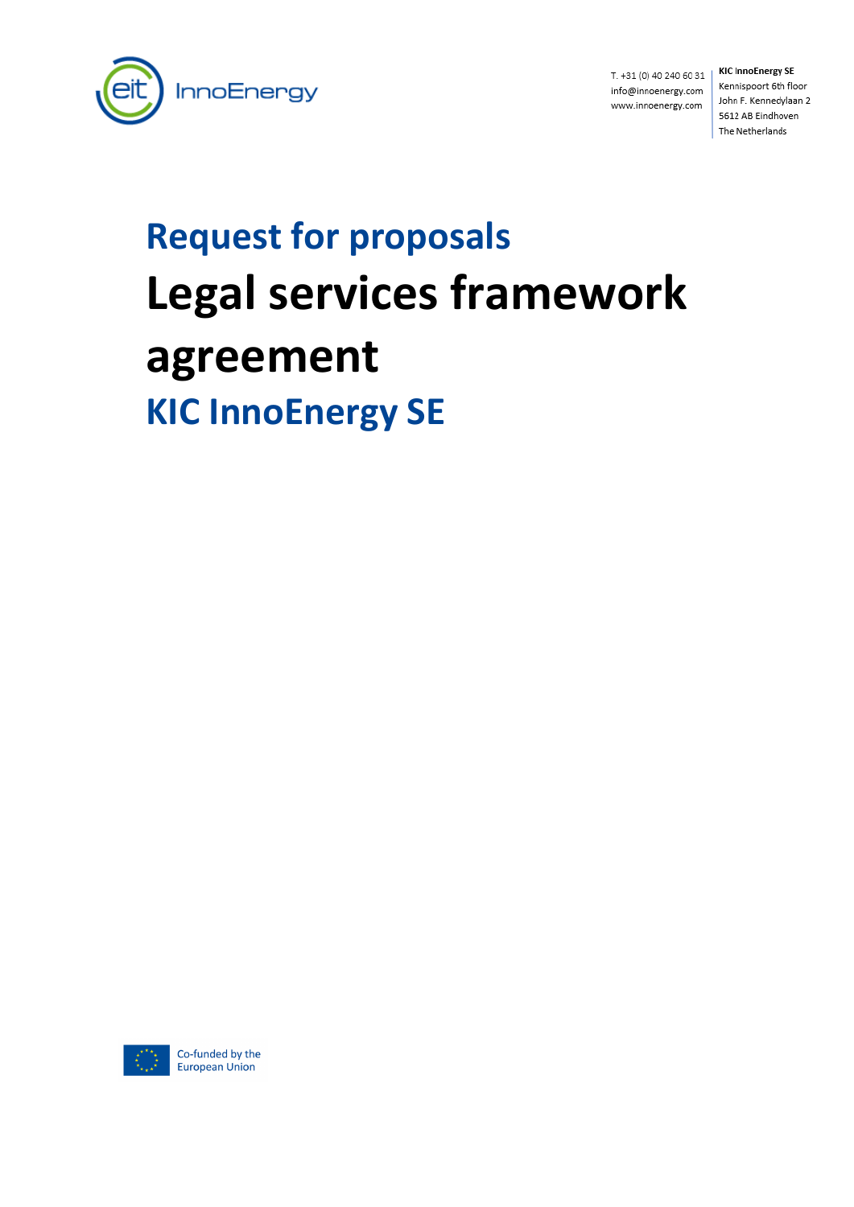T. +31 (0) 40 240 60 31
info@innoenergy.com
www.innoenergy.com

**KIC InnoEnergy SE**
Kennispoort 6th floor
John F. Kennedylaan 2
5612 AB Eindhoven
The Netherlands

## Request for proposals

# Legal services framework agreement

## KIC InnoEnergy SE

Co-funded by the European Union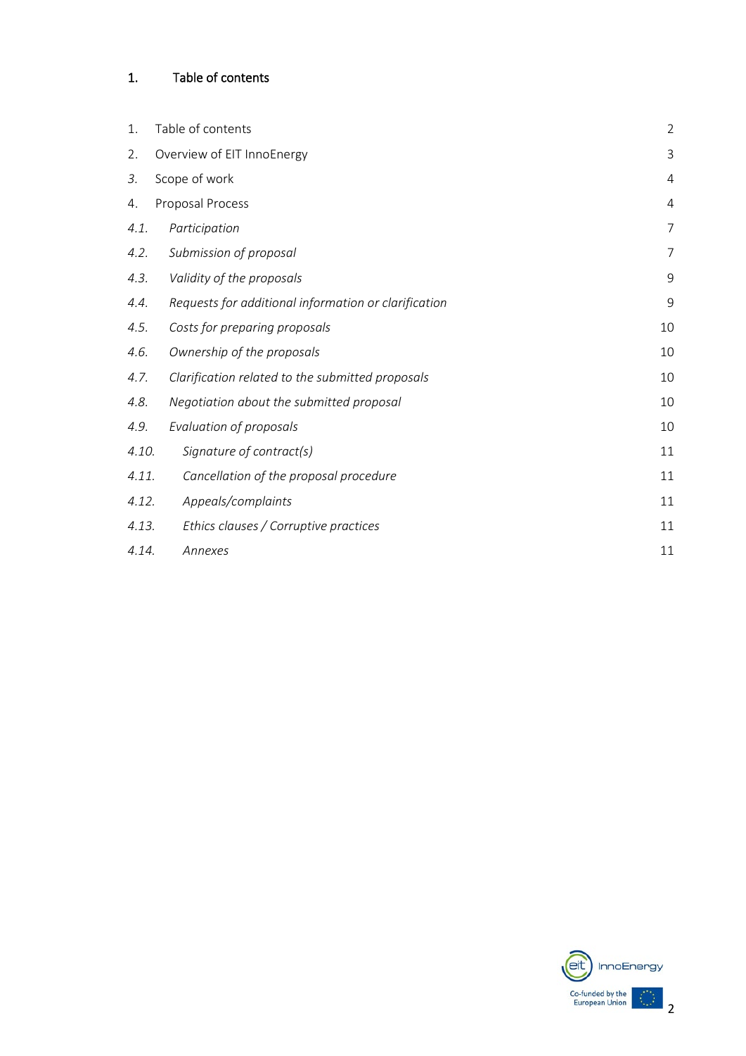# 1. Table of contents

| | | |
|---|---|---|
| 1. | Table of contents | 2 |
| 2. | Overview of EIT InnoEnergy | 3 |
| *3.* | Scope of work | 4 |
| 4. | Proposal Process | 4 |
| *4.1.* | *Participation* | 7 |
| *4.2.* | *Submission of proposal* | 7 |
| *4.3.* | *Validity of the proposals* | 9 |
| *4.4.* | *Requests for additional information or clarification* | 9 |
| *4.5.* | *Costs for preparing proposals* | 10 |
| *4.6.* | *Ownership of the proposals* | 10 |
| *4.7.* | *Clarification related to the submitted proposals* | 10 |
| *4.8.* | *Negotiation about the submitted proposal* | 10 |
| *4.9.* | *Evaluation of proposals* | 10 |
| *4.10.* | *Signature of contract(s)* | 11 |
| *4.11.* | *Cancellation of the proposal procedure* | 11 |
| *4.12.* | *Appeals/complaints* | 11 |
| *4.13.* | *Ethics clauses / Corruptive practices* | 11 |
| *4.14.* | *Annexes* | 11 |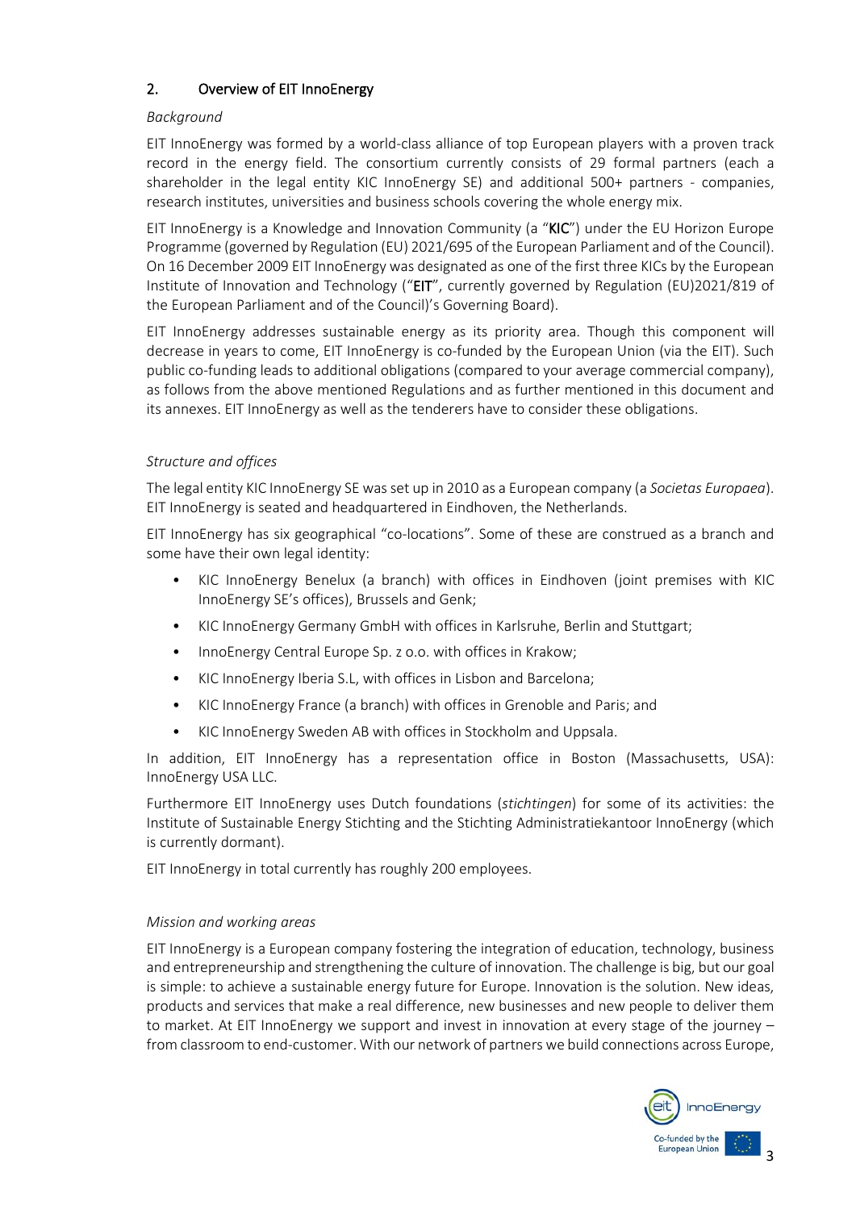## 2. Overview of EIT InnoEnergy

*Background*

EIT InnoEnergy was formed by a world-class alliance of top European players with a proven track record in the energy field. The consortium currently consists of 29 formal partners (each a shareholder in the legal entity KIC InnoEnergy SE) and additional 500+ partners - companies, research institutes, universities and business schools covering the whole energy mix.

EIT InnoEnergy is a Knowledge and Innovation Community (a "**KIC**") under the EU Horizon Europe Programme (governed by Regulation (EU) 2021/695 of the European Parliament and of the Council). On 16 December 2009 EIT InnoEnergy was designated as one of the first three KICs by the European Institute of Innovation and Technology ("**EIT**", currently governed by Regulation (EU)2021/819 of the European Parliament and of the Council)'s Governing Board).

EIT InnoEnergy addresses sustainable energy as its priority area. Though this component will decrease in years to come, EIT InnoEnergy is co-funded by the European Union (via the EIT). Such public co-funding leads to additional obligations (compared to your average commercial company), as follows from the above mentioned Regulations and as further mentioned in this document and its annexes. EIT InnoEnergy as well as the tenderers have to consider these obligations.

*Structure and offices*

The legal entity KIC InnoEnergy SE was set up in 2010 as a European company (a *Societas Europaea*). EIT InnoEnergy is seated and headquartered in Eindhoven, the Netherlands.

EIT InnoEnergy has six geographical "co-locations". Some of these are construed as a branch and some have their own legal identity:

- KIC InnoEnergy Benelux (a branch) with offices in Eindhoven (joint premises with KIC InnoEnergy SE's offices), Brussels and Genk;
- KIC InnoEnergy Germany GmbH with offices in Karlsruhe, Berlin and Stuttgart;
- InnoEnergy Central Europe Sp. z o.o. with offices in Krakow;
- KIC InnoEnergy Iberia S.L, with offices in Lisbon and Barcelona;
- KIC InnoEnergy France (a branch) with offices in Grenoble and Paris; and
- KIC InnoEnergy Sweden AB with offices in Stockholm and Uppsala.

In addition, EIT InnoEnergy has a representation office in Boston (Massachusetts, USA): InnoEnergy USA LLC.

Furthermore EIT InnoEnergy uses Dutch foundations (*stichtingen*) for some of its activities: the Institute of Sustainable Energy Stichting and the Stichting Administratiekantoor InnoEnergy (which is currently dormant).

EIT InnoEnergy in total currently has roughly 200 employees.

*Mission and working areas*

EIT InnoEnergy is a European company fostering the integration of education, technology, business and entrepreneurship and strengthening the culture of innovation. The challenge is big, but our goal is simple: to achieve a sustainable energy future for Europe. Innovation is the solution. New ideas, products and services that make a real difference, new businesses and new people to deliver them to market. At EIT InnoEnergy we support and invest in innovation at every stage of the journey – from classroom to end-customer. With our network of partners we build connections across Europe,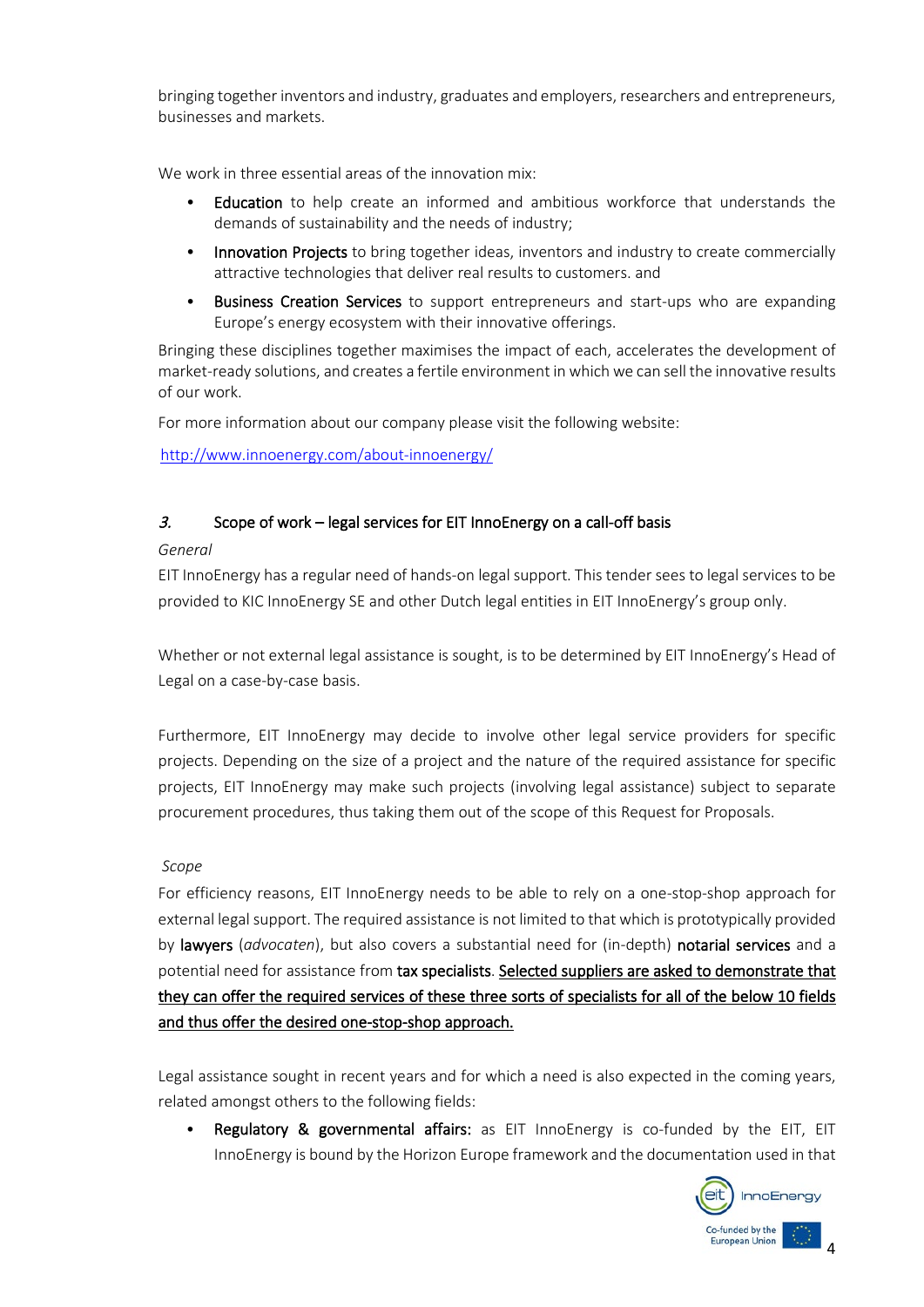bringing together inventors and industry, graduates and employers, researchers and entrepreneurs, businesses and markets.

We work in three essential areas of the innovation mix:

- **Education** to help create an informed and ambitious workforce that understands the demands of sustainability and the needs of industry;
- **Innovation Projects** to bring together ideas, inventors and industry to create commercially attractive technologies that deliver real results to customers. and
- **Business Creation Services** to support entrepreneurs and start-ups who are expanding Europe's energy ecosystem with their innovative offerings.

Bringing these disciplines together maximises the impact of each, accelerates the development of market-ready solutions, and creates a fertile environment in which we can sell the innovative results of our work.

For more information about our company please visit the following website:

http://www.innoenergy.com/about-innoenergy/

### *3.* Scope of work – legal services for EIT InnoEnergy on a call-off basis

*General*

EIT InnoEnergy has a regular need of hands-on legal support. This tender sees to legal services to be provided to KIC InnoEnergy SE and other Dutch legal entities in EIT InnoEnergy's group only.

Whether or not external legal assistance is sought, is to be determined by EIT InnoEnergy's Head of Legal on a case-by-case basis.

Furthermore, EIT InnoEnergy may decide to involve other legal service providers for specific projects. Depending on the size of a project and the nature of the required assistance for specific projects, EIT InnoEnergy may make such projects (involving legal assistance) subject to separate procurement procedures, thus taking them out of the scope of this Request for Proposals.

*Scope*

For efficiency reasons, EIT InnoEnergy needs to be able to rely on a one-stop-shop approach for external legal support. The required assistance is not limited to that which is prototypically provided by **lawyers** (*advocaten*), but also covers a substantial need for (in-depth) **notarial services** and a potential need for assistance from **tax specialists**. <u>Selected suppliers are asked to demonstrate that they can offer the required services of these three sorts of specialists for all of the below 10 fields and thus offer the desired one-stop-shop approach.</u>

Legal assistance sought in recent years and for which a need is also expected in the coming years, related amongst others to the following fields:

- **Regulatory & governmental affairs:** as EIT InnoEnergy is co-funded by the EIT, EIT InnoEnergy is bound by the Horizon Europe framework and the documentation used in that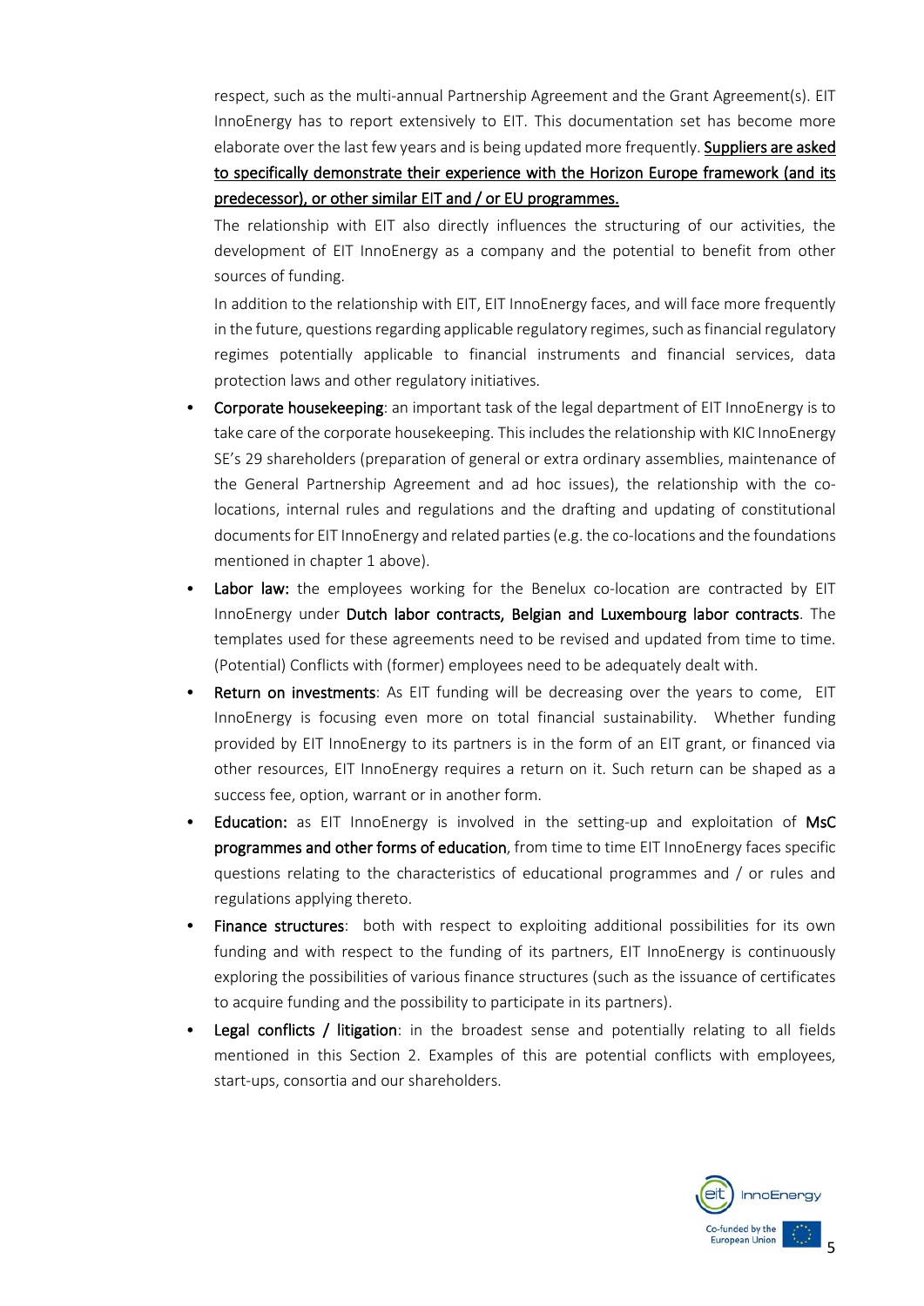respect, such as the multi-annual Partnership Agreement and the Grant Agreement(s). EIT InnoEnergy has to report extensively to EIT. This documentation set has become more elaborate over the last few years and is being updated more frequently. <u>Suppliers are asked to specifically demonstrate their experience with the Horizon Europe framework (and its predecessor), or other similar EIT and / or EU programmes.</u>

The relationship with EIT also directly influences the structuring of our activities, the development of EIT InnoEnergy as a company and the potential to benefit from other sources of funding.

In addition to the relationship with EIT, EIT InnoEnergy faces, and will face more frequently in the future, questions regarding applicable regulatory regimes, such as financial regulatory regimes potentially applicable to financial instruments and financial services, data protection laws and other regulatory initiatives.

- **Corporate housekeeping**: an important task of the legal department of EIT InnoEnergy is to take care of the corporate housekeeping. This includes the relationship with KIC InnoEnergy SE's 29 shareholders (preparation of general or extra ordinary assemblies, maintenance of the General Partnership Agreement and ad hoc issues), the relationship with the co-locations, internal rules and regulations and the drafting and updating of constitutional documents for EIT InnoEnergy and related parties (e.g. the co-locations and the foundations mentioned in chapter 1 above).
- **Labor law:** the employees working for the Benelux co-location are contracted by EIT InnoEnergy under **Dutch labor contracts, Belgian and Luxembourg labor contracts**. The templates used for these agreements need to be revised and updated from time to time. (Potential) Conflicts with (former) employees need to be adequately dealt with.
- **Return on investments**: As EIT funding will be decreasing over the years to come, EIT InnoEnergy is focusing even more on total financial sustainability. Whether funding provided by EIT InnoEnergy to its partners is in the form of an EIT grant, or financed via other resources, EIT InnoEnergy requires a return on it. Such return can be shaped as a success fee, option, warrant or in another form.
- **Education:** as EIT InnoEnergy is involved in the setting-up and exploitation of **MsC programmes and other forms of education**, from time to time EIT InnoEnergy faces specific questions relating to the characteristics of educational programmes and / or rules and regulations applying thereto.
- **Finance structures**: both with respect to exploiting additional possibilities for its own funding and with respect to the funding of its partners, EIT InnoEnergy is continuously exploring the possibilities of various finance structures (such as the issuance of certificates to acquire funding and the possibility to participate in its partners).
- **Legal conflicts / litigation**: in the broadest sense and potentially relating to all fields mentioned in this Section 2. Examples of this are potential conflicts with employees, start-ups, consortia and our shareholders.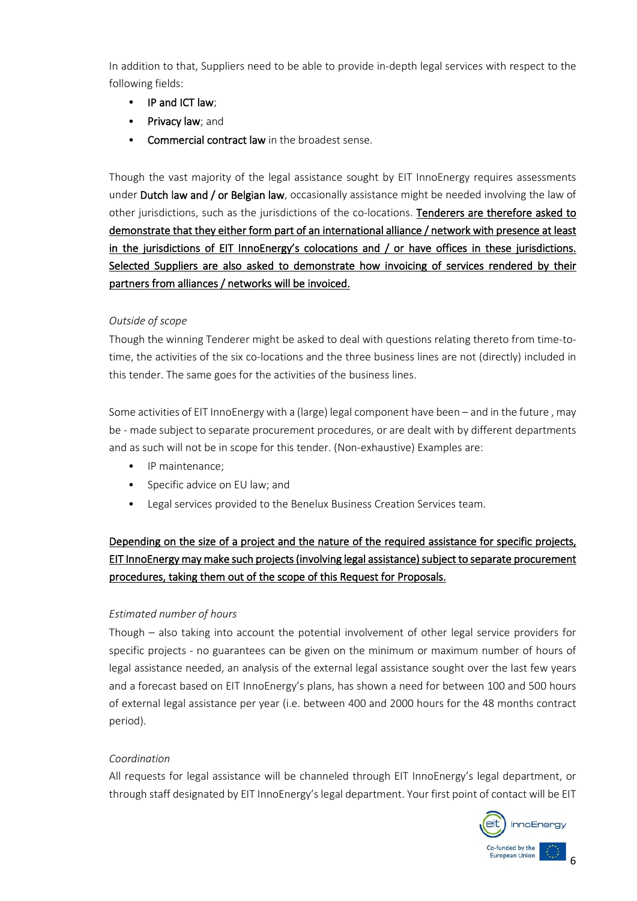In addition to that, Suppliers need to be able to provide in-depth legal services with respect to the following fields:

- **IP and ICT law**;
- **Privacy law**; and
- **Commercial contract law** in the broadest sense.

Though the vast majority of the legal assistance sought by EIT InnoEnergy requires assessments under **Dutch law and / or Belgian law**, occasionally assistance might be needed involving the law of other jurisdictions, such as the jurisdictions of the co-locations. <u>Tenderers are therefore asked to demonstrate that they either form part of an international alliance / network with presence at least in the jurisdictions of EIT InnoEnergy's colocations and / or have offices in these jurisdictions. Selected Suppliers are also asked to demonstrate how invoicing of services rendered by their partners from alliances / networks will be invoiced.</u>

*Outside of scope*

Though the winning Tenderer might be asked to deal with questions relating thereto from time-to-time, the activities of the six co-locations and the three business lines are not (directly) included in this tender. The same goes for the activities of the business lines.

Some activities of EIT InnoEnergy with a (large) legal component have been – and in the future , may be - made subject to separate procurement procedures, or are dealt with by different departments and as such will not be in scope for this tender. (Non-exhaustive) Examples are:

- IP maintenance;
- Specific advice on EU law; and
- Legal services provided to the Benelux Business Creation Services team.

<u>Depending on the size of a project and the nature of the required assistance for specific projects, EIT InnoEnergy may make such projects (involving legal assistance) subject to separate procurement procedures, taking them out of the scope of this Request for Proposals.</u>

*Estimated number of hours*

Though – also taking into account the potential involvement of other legal service providers for specific projects - no guarantees can be given on the minimum or maximum number of hours of legal assistance needed, an analysis of the external legal assistance sought over the last few years and a forecast based on EIT InnoEnergy's plans, has shown a need for between 100 and 500 hours of external legal assistance per year (i.e. between 400 and 2000 hours for the 48 months contract period).

*Coordination*

All requests for legal assistance will be channeled through EIT InnoEnergy's legal department, or through staff designated by EIT InnoEnergy's legal department. Your first point of contact will be EIT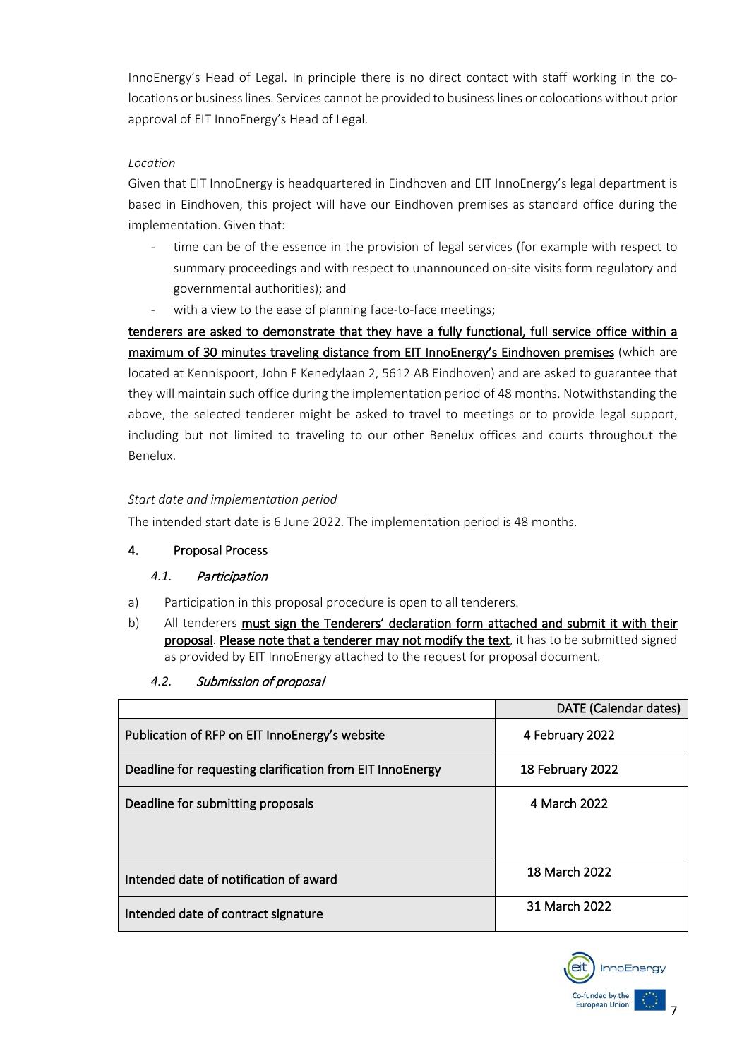InnoEnergy's Head of Legal. In principle there is no direct contact with staff working in the co-locations or business lines. Services cannot be provided to business lines or colocations without prior approval of EIT InnoEnergy's Head of Legal.

*Location*

Given that EIT InnoEnergy is headquartered in Eindhoven and EIT InnoEnergy's legal department is based in Eindhoven, this project will have our Eindhoven premises as standard office during the implementation. Given that:

- time can be of the essence in the provision of legal services (for example with respect to summary proceedings and with respect to unannounced on-site visits form regulatory and governmental authorities); and
- with a view to the ease of planning face-to-face meetings;

**tenderers are asked to demonstrate that they have a fully functional, full service office within a maximum of 30 minutes traveling distance from EIT InnoEnergy's Eindhoven premises** (which are located at Kennispoort, John F Kenedylaan 2, 5612 AB Eindhoven) and are asked to guarantee that they will maintain such office during the implementation period of 48 months. Notwithstanding the above, the selected tenderer might be asked to travel to meetings or to provide legal support, including but not limited to traveling to our other Benelux offices and courts throughout the Benelux.

*Start date and implementation period*

The intended start date is 6 June 2022. The implementation period is 48 months.

## 4. Proposal Process

### 4.1. *Participation*

a) Participation in this proposal procedure is open to all tenderers.

b) All tenderers **must sign the Tenderers' declaration form attached and submit it with their proposal**. **Please note that a tenderer may not modify the text**, it has to be submitted signed as provided by EIT InnoEnergy attached to the request for proposal document.

### 4.2. *Submission of proposal*

| | DATE (Calendar dates) |
|---|---|
| Publication of RFP on EIT InnoEnergy's website | 4 February 2022 |
| Deadline for requesting clarification from EIT InnoEnergy | 18 February 2022 |
| Deadline for submitting proposals | 4 March 2022 |
| Intended date of notification of award | 18 March 2022 |
| Intended date of contract signature | 31 March 2022 |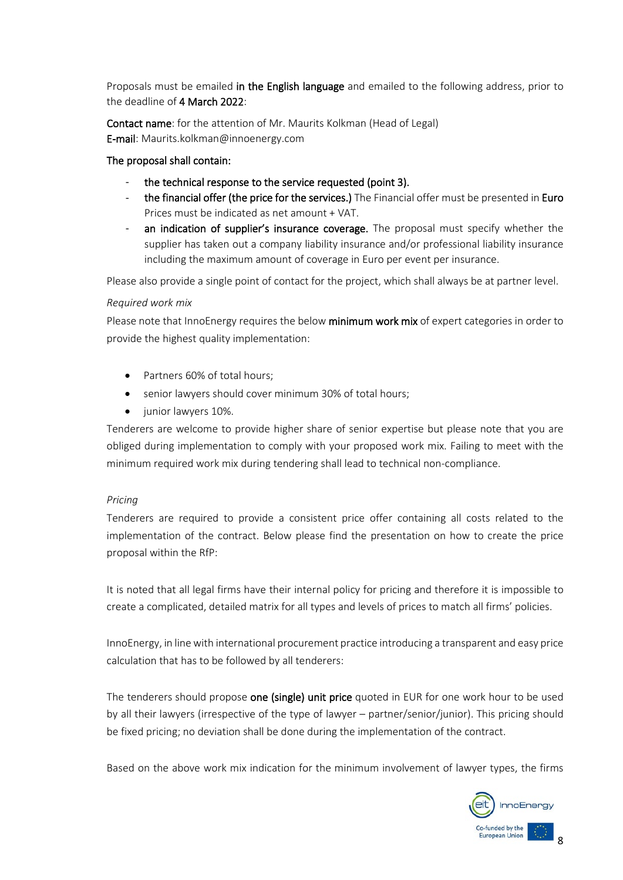Proposals must be emailed **in the English language** and emailed to the following address, prior to the deadline of **4 March 2022**:

**Contact name**: for the attention of Mr. Maurits Kolkman (Head of Legal)
**E-mail**: Maurits.kolkman@innoenergy.com

**The proposal shall contain:**

- **the technical response to the service requested (point 3).**
- **the financial offer (the price for the services.)** The Financial offer must be presented in **Euro** Prices must be indicated as net amount + VAT.
- **an indication of supplier's insurance coverage.** The proposal must specify whether the supplier has taken out a company liability insurance and/or professional liability insurance including the maximum amount of coverage in Euro per event per insurance.

Please also provide a single point of contact for the project, which shall always be at partner level.

*Required work mix*

Please note that InnoEnergy requires the below **minimum work mix** of expert categories in order to provide the highest quality implementation:

- Partners 60% of total hours;
- senior lawyers should cover minimum 30% of total hours;
- junior lawyers 10%.

Tenderers are welcome to provide higher share of senior expertise but please note that you are obliged during implementation to comply with your proposed work mix. Failing to meet with the minimum required work mix during tendering shall lead to technical non-compliance.

*Pricing*

Tenderers are required to provide a consistent price offer containing all costs related to the implementation of the contract. Below please find the presentation on how to create the price proposal within the RfP:

It is noted that all legal firms have their internal policy for pricing and therefore it is impossible to create a complicated, detailed matrix for all types and levels of prices to match all firms' policies.

InnoEnergy, in line with international procurement practice introducing a transparent and easy price calculation that has to be followed by all tenderers:

The tenderers should propose **one (single) unit price** quoted in EUR for one work hour to be used by all their lawyers (irrespective of the type of lawyer – partner/senior/junior). This pricing should be fixed pricing; no deviation shall be done during the implementation of the contract.

Based on the above work mix indication for the minimum involvement of lawyer types, the firms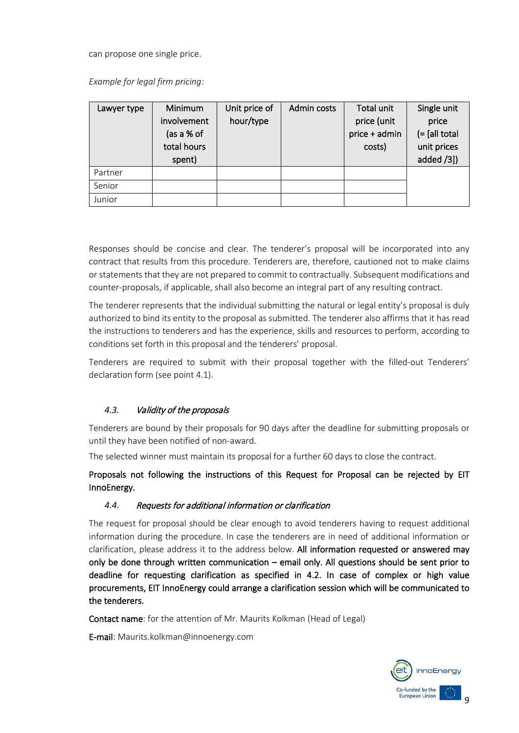can propose one single price.

*Example for legal firm pricing:*

| Lawyer type | Minimum involvement (as a % of total hours spent) | Unit price of hour/type | Admin costs | Total unit price (unit price + admin costs) | Single unit price (= [all total unit prices added /3]) |
|---|---|---|---|---|---|
| Partner | | | | | |
| Senior | | | | | |
| Junior | | | | | |

Responses should be concise and clear. The tenderer's proposal will be incorporated into any contract that results from this procedure. Tenderers are, therefore, cautioned not to make claims or statements that they are not prepared to commit to contractually. Subsequent modifications and counter-proposals, if applicable, shall also become an integral part of any resulting contract.

The tenderer represents that the individual submitting the natural or legal entity's proposal is duly authorized to bind its entity to the proposal as submitted. The tenderer also affirms that it has read the instructions to tenderers and has the experience, skills and resources to perform, according to conditions set forth in this proposal and the tenderers' proposal.

Tenderers are required to submit with their proposal together with the filled-out Tenderers' declaration form (see point 4.1).

### 4.3. *Validity of the proposals*

Tenderers are bound by their proposals for 90 days after the deadline for submitting proposals or until they have been notified of non-award.

The selected winner must maintain its proposal for a further 60 days to close the contract.

**Proposals not following the instructions of this Request for Proposal can be rejected by EIT InnoEnergy.**

### 4.4. *Requests for additional information or clarification*

The request for proposal should be clear enough to avoid tenderers having to request additional information during the procedure. In case the tenderers are in need of additional information or clarification, please address it to the address below. **All information requested or answered may only be done through written communication – email only. All questions should be sent prior to deadline for requesting clarification as specified in 4.2. In case of complex or high value procurements, EIT InnoEnergy could arrange a clarification session which will be communicated to the tenderers.**

**Contact name**: for the attention of Mr. Maurits Kolkman (Head of Legal)

**E-mail**: Maurits.kolkman@innoenergy.com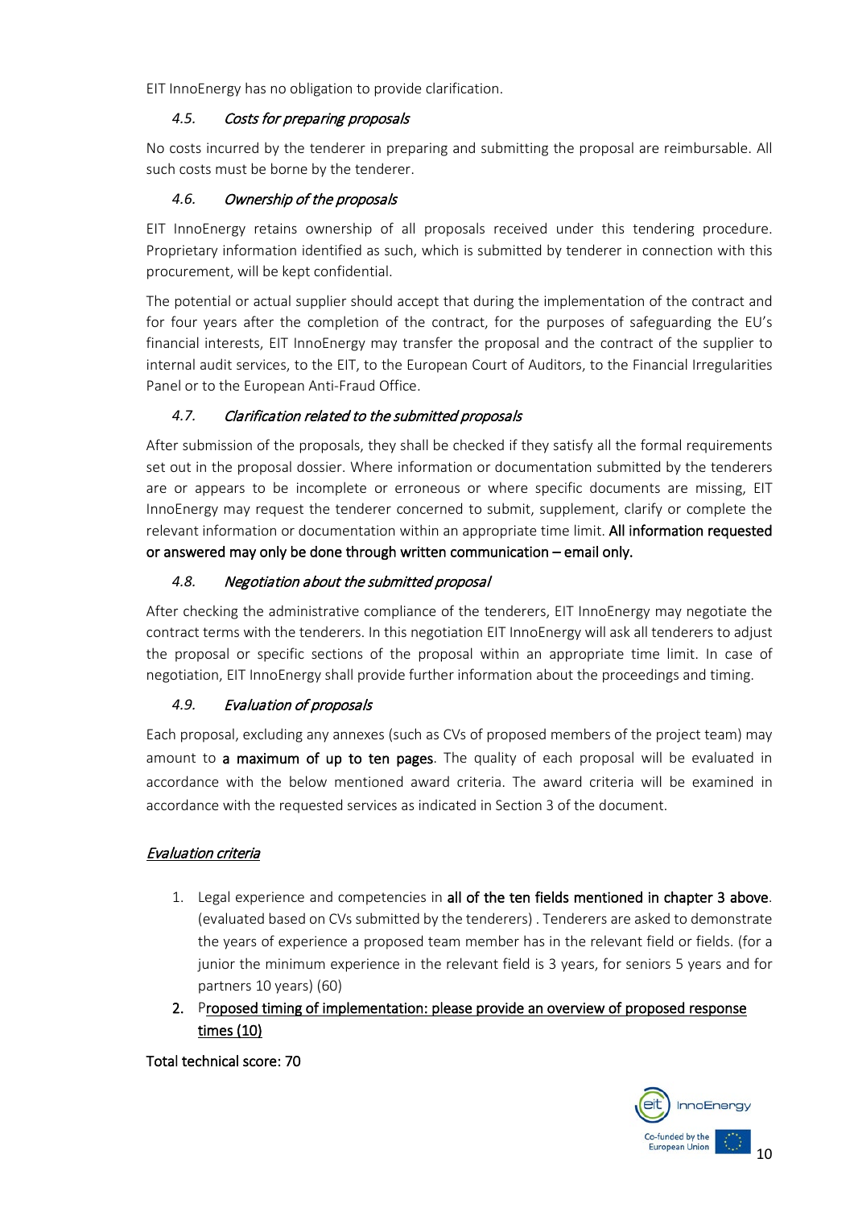EIT InnoEnergy has no obligation to provide clarification.

### 4.5. *Costs for preparing proposals*

No costs incurred by the tenderer in preparing and submitting the proposal are reimbursable. All such costs must be borne by the tenderer.

### 4.6. *Ownership of the proposals*

EIT InnoEnergy retains ownership of all proposals received under this tendering procedure. Proprietary information identified as such, which is submitted by tenderer in connection with this procurement, will be kept confidential.

The potential or actual supplier should accept that during the implementation of the contract and for four years after the completion of the contract, for the purposes of safeguarding the EU's financial interests, EIT InnoEnergy may transfer the proposal and the contract of the supplier to internal audit services, to the EIT, to the European Court of Auditors, to the Financial Irregularities Panel or to the European Anti-Fraud Office.

### 4.7. *Clarification related to the submitted proposals*

After submission of the proposals, they shall be checked if they satisfy all the formal requirements set out in the proposal dossier. Where information or documentation submitted by the tenderers are or appears to be incomplete or erroneous or where specific documents are missing, EIT InnoEnergy may request the tenderer concerned to submit, supplement, clarify or complete the relevant information or documentation within an appropriate time limit. **All information requested or answered may only be done through written communication – email only.**

### 4.8. *Negotiation about the submitted proposal*

After checking the administrative compliance of the tenderers, EIT InnoEnergy may negotiate the contract terms with the tenderers. In this negotiation EIT InnoEnergy will ask all tenderers to adjust the proposal or specific sections of the proposal within an appropriate time limit. In case of negotiation, EIT InnoEnergy shall provide further information about the proceedings and timing.

### 4.9. *Evaluation of proposals*

Each proposal, excluding any annexes (such as CVs of proposed members of the project team) may amount to **a maximum of up to ten pages**. The quality of each proposal will be evaluated in accordance with the below mentioned award criteria. The award criteria will be examined in accordance with the requested services as indicated in Section 3 of the document.

*Evaluation criteria*

1. Legal experience and competencies in **all of the ten fields mentioned in chapter 3 above**. (evaluated based on CVs submitted by the tenderers) . Tenderers are asked to demonstrate the years of experience a proposed team member has in the relevant field or fields. (for a junior the minimum experience in the relevant field is 3 years, for seniors 5 years and for partners 10 years) (60)
2. **Proposed timing of implementation: please provide an overview of proposed response times (10)**

**Total technical score: 70**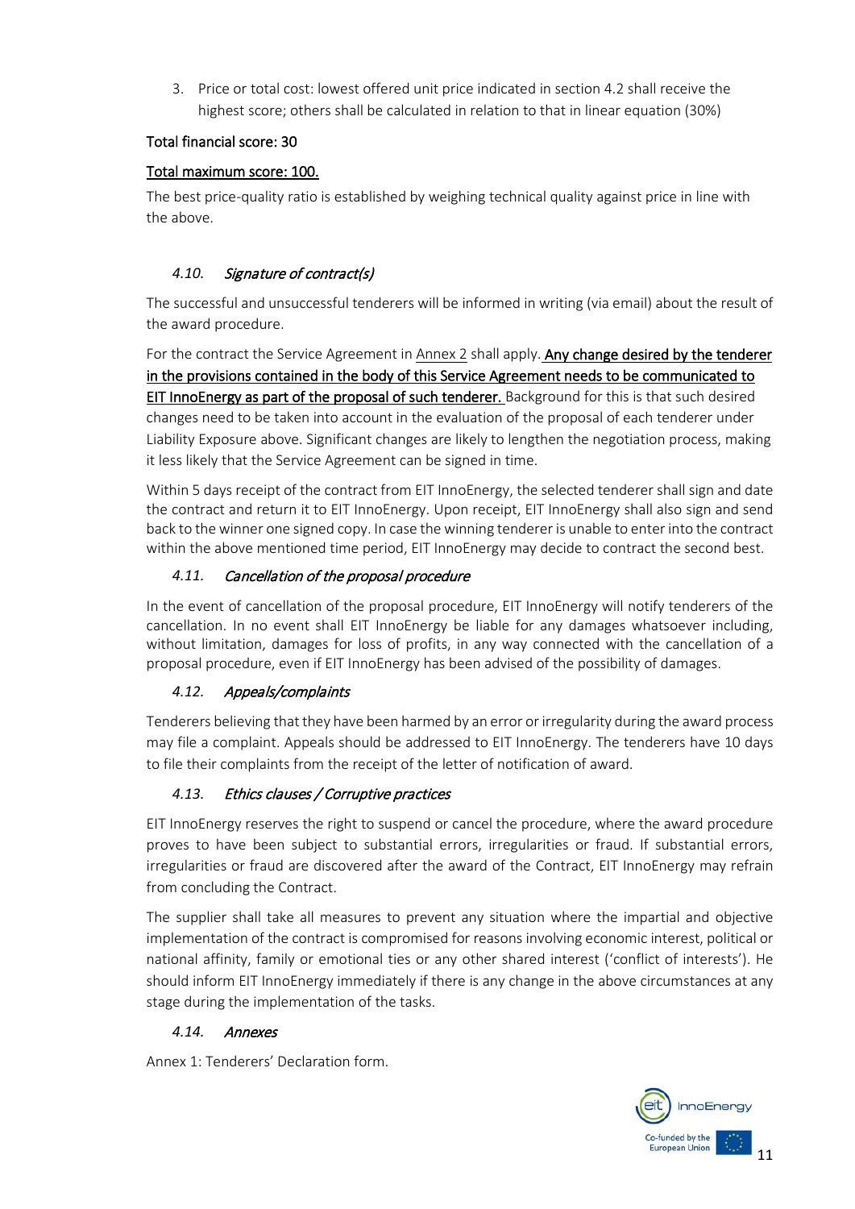3. Price or total cost: lowest offered unit price indicated in section 4.2 shall receive the highest score; others shall be calculated in relation to that in linear equation (30%)

Total financial score: 30

Total maximum score: 100.

The best price-quality ratio is established by weighing technical quality against price in line with the above.

### *4.10. Signature of contract(s)*

The successful and unsuccessful tenderers will be informed in writing (via email) about the result of the award procedure.

For the contract the Service Agreement in Annex 2 shall apply. **Any change desired by the tenderer in the provisions contained in the body of this Service Agreement needs to be communicated to EIT InnoEnergy as part of the proposal of such tenderer.** Background for this is that such desired changes need to be taken into account in the evaluation of the proposal of each tenderer under Liability Exposure above. Significant changes are likely to lengthen the negotiation process, making it less likely that the Service Agreement can be signed in time.

Within 5 days receipt of the contract from EIT InnoEnergy, the selected tenderer shall sign and date the contract and return it to EIT InnoEnergy. Upon receipt, EIT InnoEnergy shall also sign and send back to the winner one signed copy. In case the winning tenderer is unable to enter into the contract within the above mentioned time period, EIT InnoEnergy may decide to contract the second best.

### *4.11. Cancellation of the proposal procedure*

In the event of cancellation of the proposal procedure, EIT InnoEnergy will notify tenderers of the cancellation. In no event shall EIT InnoEnergy be liable for any damages whatsoever including, without limitation, damages for loss of profits, in any way connected with the cancellation of a proposal procedure, even if EIT InnoEnergy has been advised of the possibility of damages.

### *4.12. Appeals/complaints*

Tenderers believing that they have been harmed by an error or irregularity during the award process may file a complaint. Appeals should be addressed to EIT InnoEnergy. The tenderers have 10 days to file their complaints from the receipt of the letter of notification of award.

### *4.13. Ethics clauses / Corruptive practices*

EIT InnoEnergy reserves the right to suspend or cancel the procedure, where the award procedure proves to have been subject to substantial errors, irregularities or fraud. If substantial errors, irregularities or fraud are discovered after the award of the Contract, EIT InnoEnergy may refrain from concluding the Contract.

The supplier shall take all measures to prevent any situation where the impartial and objective implementation of the contract is compromised for reasons involving economic interest, political or national affinity, family or emotional ties or any other shared interest ('conflict of interests'). He should inform EIT InnoEnergy immediately if there is any change in the above circumstances at any stage during the implementation of the tasks.

### *4.14. Annexes*

Annex 1: Tenderers' Declaration form.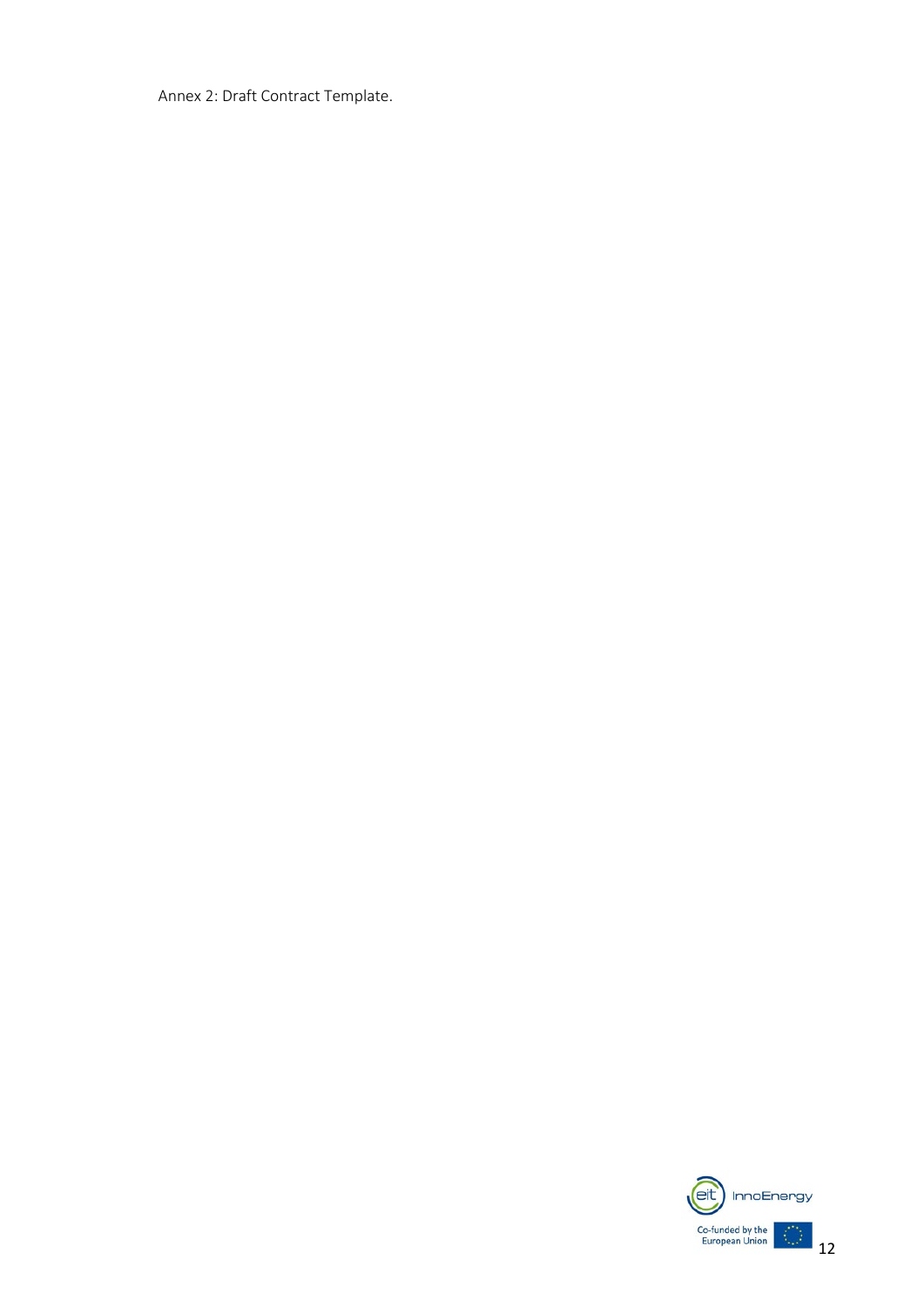Annex 2: Draft Contract Template.